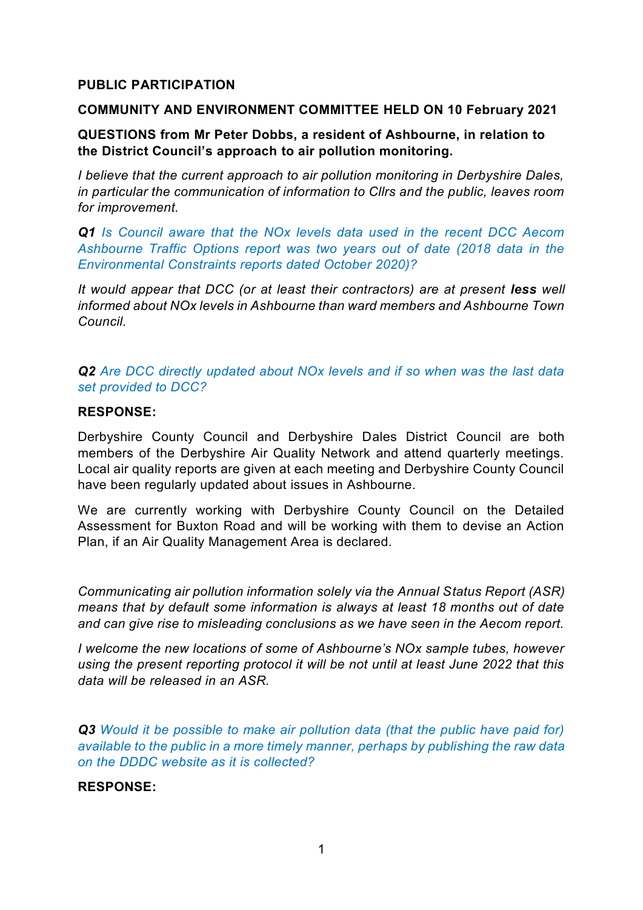**PUBLIC PARTICIPATION**

**COMMUNITY AND ENVIRONMENT COMMITTEE HELD ON 10 February 2021**

**QUESTIONS from Mr Peter Dobbs, a resident of Ashbourne, in relation to the District Council's approach to air pollution monitoring.**

*I believe that the current approach to air pollution monitoring in Derbyshire Dales, in particular the communication of information to Cllrs and the public, leaves room for improvement.*

***Q1*** *Is Council aware that the NOx levels data used in the recent DCC Aecom Ashbourne Traffic Options report was two years out of date (2018 data in the Environmental Constraints reports dated October 2020)?*

*It would appear that DCC (or at least their contractors) are at present **less** well informed about NOx levels in Ashbourne than ward members and Ashbourne Town Council.*

***Q2*** *Are DCC directly updated about NOx levels and if so when was the last data set provided to DCC?*

**RESPONSE:**

Derbyshire County Council and Derbyshire Dales District Council are both members of the Derbyshire Air Quality Network and attend quarterly meetings. Local air quality reports are given at each meeting and Derbyshire County Council have been regularly updated about issues in Ashbourne.

We are currently working with Derbyshire County Council on the Detailed Assessment for Buxton Road and will be working with them to devise an Action Plan, if an Air Quality Management Area is declared.

*Communicating air pollution information solely via the Annual Status Report (ASR) means that by default some information is always at least 18 months out of date and can give rise to misleading conclusions as we have seen in the Aecom report.*

*I welcome the new locations of some of Ashbourne's NOx sample tubes, however using the present reporting protocol it will be not until at least June 2022 that this data will be released in an ASR.*

***Q3*** *Would it be possible to make air pollution data (that the public have paid for) available to the public in a more timely manner, perhaps by publishing the raw data on the DDDC website as it is collected?*

**RESPONSE:**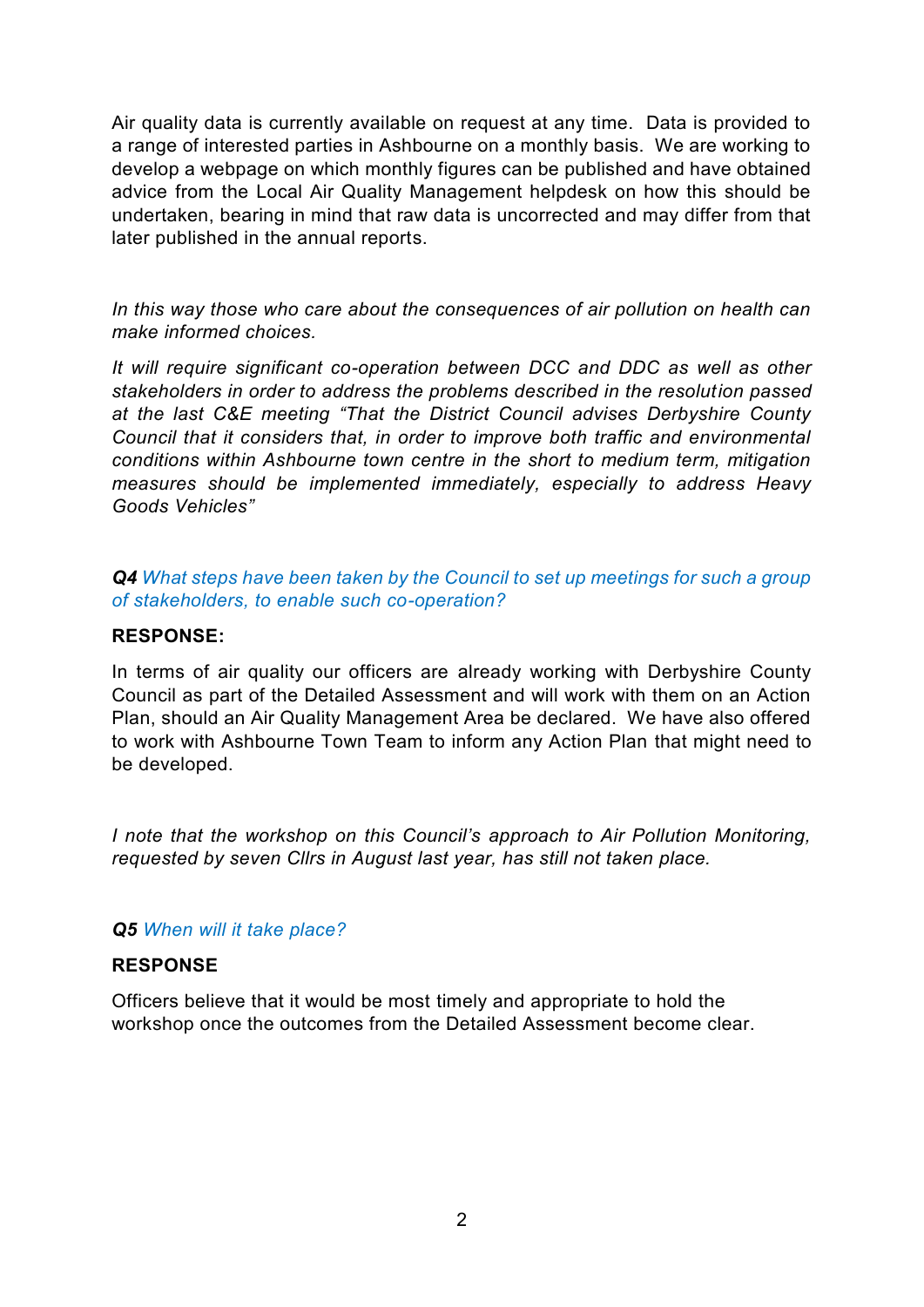Air quality data is currently available on request at any time. Data is provided to a range of interested parties in Ashbourne on a monthly basis. We are working to develop a webpage on which monthly figures can be published and have obtained advice from the Local Air Quality Management helpdesk on how this should be undertaken, bearing in mind that raw data is uncorrected and may differ from that later published in the annual reports.

*In this way those who care about the consequences of air pollution on health can make informed choices.*

*It will require significant co-operation between DCC and DDC as well as other stakeholders in order to address the problems described in the resolution passed at the last C&E meeting "That the District Council advises Derbyshire County Council that it considers that, in order to improve both traffic and environmental conditions within Ashbourne town centre in the short to medium term, mitigation measures should be implemented immediately, especially to address Heavy Goods Vehicles"*

***Q4*** *What steps have been taken by the Council to set up meetings for such a group of stakeholders, to enable such co-operation?*

**RESPONSE:**

In terms of air quality our officers are already working with Derbyshire County Council as part of the Detailed Assessment and will work with them on an Action Plan, should an Air Quality Management Area be declared. We have also offered to work with Ashbourne Town Team to inform any Action Plan that might need to be developed.

*I note that the workshop on this Council's approach to Air Pollution Monitoring, requested by seven Cllrs in August last year, has still not taken place.*

***Q5*** *When will it take place?*

**RESPONSE**

Officers believe that it would be most timely and appropriate to hold the workshop once the outcomes from the Detailed Assessment become clear.